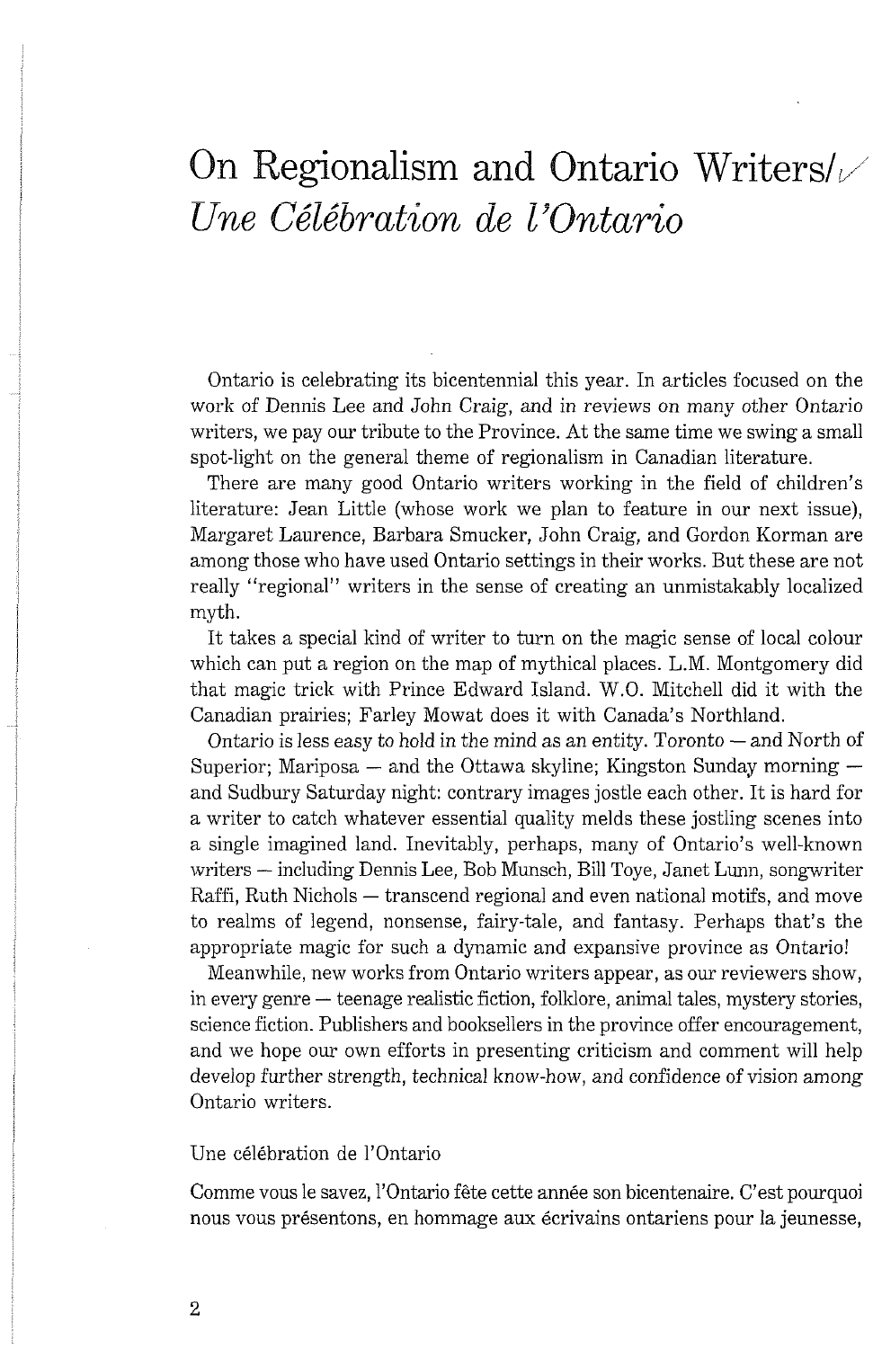# On Regionalism and Ontario Writers/ *Une Célébration de l'Ontario*

Ontario is celebrating its bicentennial this year. In articles focused on the work of Dennis Lee and John Craig, and in reviews on many other Ontario writers, we pay our tribute to the Province. At the same time we swing a small spot-light on the general theme of regionalism in Canadian literature.

There are many good Ontario writers working in the field of children's literature: Jean Little (whose work we plan to feature in our next issue), Margaret Laurence, Barbara Smucker, John Craig, and Gordon Korman are among those who have used Ontario settings in their works. But these are not really "regional" writers in the sense of creating an unmistakably localized myth.

It takes a special kind of writer to turn on the magic sense of local colour which can put a region on the map of mythical places. L.M. Montgomery did that magic trick with Prince Edward Island. W.O. Mitchell did it with the Canadian prairies; Farley Mowat does it with Canada's Northland.

Ontario is less easy to hold in the mind as an entity. Toronto — and North of Superior; Mariposa — and the Ottawa skyline; Kingston Sunday morning — and Sudbury Saturday night: contrary images jostle each other. It is hard for a writer to catch whatever essential quality melds these jostling scenes into a single imagined land. Inevitably, perhaps, many of Ontario's well-known writers — including Dennis Lee, Bob Munsch, Bill Toye, Janet Lunn, songwriter Raffi, Ruth Nichols — transcend regional and even national motifs, and move to realms of legend, nonsense, fairy-tale, and fantasy. Perhaps that's the appropriate magic for such a dynamic and expansive province as Ontario!

Meanwhile, new works from Ontario writers appear, as our reviewers show, in every genre — teenage realistic fiction, folklore, animal tales, mystery stories, science fiction. Publishers and booksellers in the province offer encouragement, and we hope our own efforts in presenting criticism and comment will help develop further strength, technical know-how, and confidence of vision among Ontario writers.

Une célébration de l'Ontario

Comme vous le savez, l'Ontario fête cette année son bicentenaire. C'est pourquoi nous vous présentons, en hommage aux écrivains ontariens pour la jeunesse,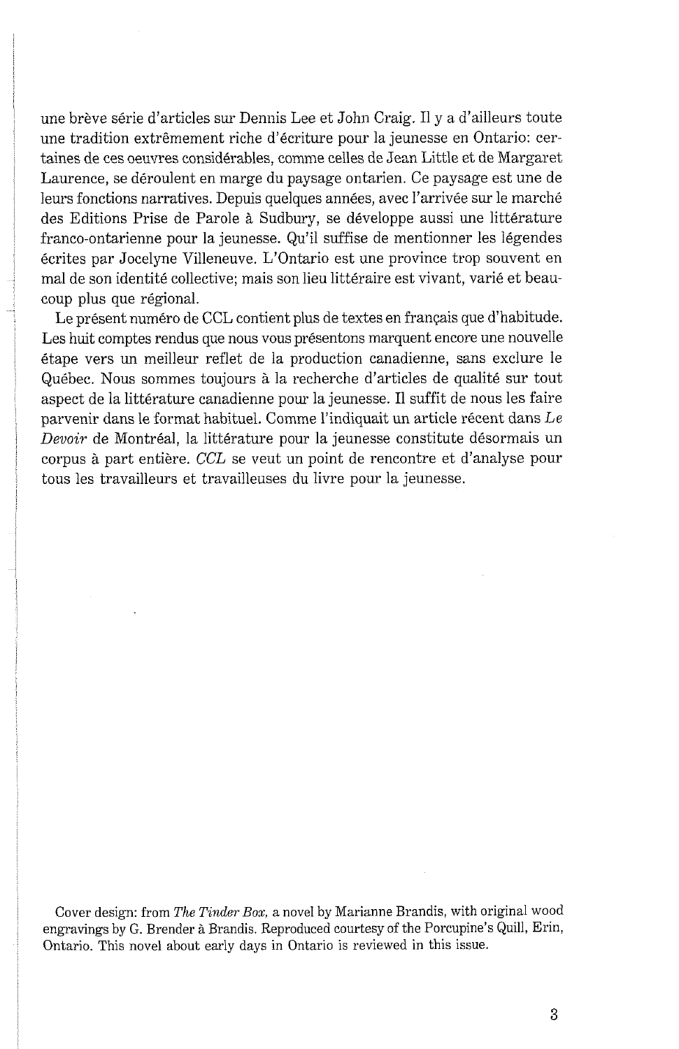une brève série d'articles sur Dennis Lee et John Craig. Il y a d'ailleurs toute une tradition extrêmement riche d'écriture pour la jeunesse en Ontario: certaines de ces oeuvres considérables, comme celles de Jean Little et de Margaret Laurence, se déroulent en marge du paysage ontarien. Ce paysage est une de leurs fonctions narratives. Depuis quelques années, avec l'arrivée sur le marché des Editions Prise de Parole à Sudbury, se développe aussi une littérature franco-ontarienne pour la jeunesse. Qu'il suffise de mentionner les légendes écrites par Jocelyne Villeneuve. L'Ontario est une province trop souvent en mal de son identité collective; mais son lieu littéraire est vivant, varié et beaucoup plus que régional.

Le présent numéro de CCL contient plus de textes en français que d'habitude. Les huit comptes rendus que nous vous présentons marquent encore une nouvelle étape vers un meilleur reflet de la production canadienne, sans exclure le Québec. Nous sommes toujours à la recherche d'articles de qualité sur tout aspect de la littérature canadienne pour la jeunesse. Il suffit de nous les faire parvenir dans le format habituel. Comme l'indiquait un article récent dans *Le Devoir* de Montréal, la littérature pour la jeunesse constitute désormais un corpus à part entière. *CCL* se veut un point de rencontre et d'analyse pour tous les travailleurs et travailleuses du livre pour la jeunesse.

Cover design: from *The Tinder Box*, a novel by Marianne Brandis, with original wood engravings by G. Brender à Brandis. Reproduced courtesy of the Porcupine's Quill, Erin, Ontario. This novel about early days in Ontario is reviewed in this issue.